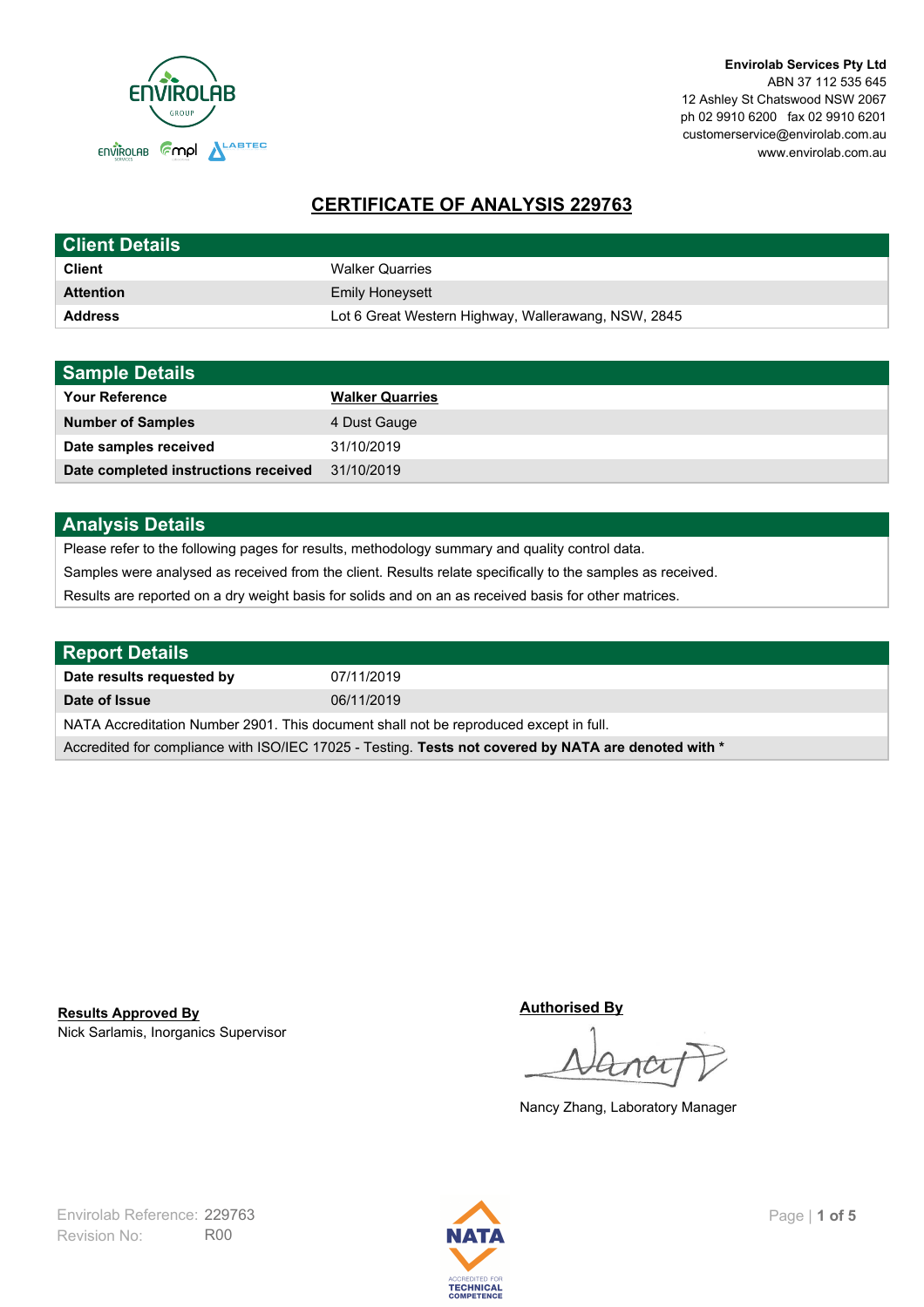Envirolab Services Pty Ltd
ABN 37 112 535 645
12 Ashley St Chatswood NSW 2067
ph 02 9910 6200 fax 02 9910 6201
customerservice@envirolab.com.au
www.envirolab.com.au

# CERTIFICATE OF ANALYSIS 229763

| Client Details | |
|---|---|
| **Client** | Walker Quarries |
| **Attention** | Emily Honeysett |
| **Address** | Lot 6 Great Western Highway, Wallerawang, NSW, 2845 |

| Sample Details | |
|---|---|
| **Your Reference** | **Walker Quarries** |
| **Number of Samples** | 4 Dust Gauge |
| **Date samples received** | 31/10/2019 |
| **Date completed instructions received** | 31/10/2019 |

## Analysis Details

Please refer to the following pages for results, methodology summary and quality control data.

Samples were analysed as received from the client. Results relate specifically to the samples as received.

Results are reported on a dry weight basis for solids and on an as received basis for other matrices.

| Report Details | |
|---|---|
| **Date results requested by** | 07/11/2019 |
| **Date of Issue** | 06/11/2019 |

NATA Accreditation Number 2901. This document shall not be reproduced except in full.

Accredited for compliance with ISO/IEC 17025 - Testing. **Tests not covered by NATA are denoted with ***

**Results Approved By**
Nick Sarlamis, Inorganics Supervisor

**Authorised By**
Nancy Zhang, Laboratory Manager

Envirolab Reference: 229763
Revision No: R00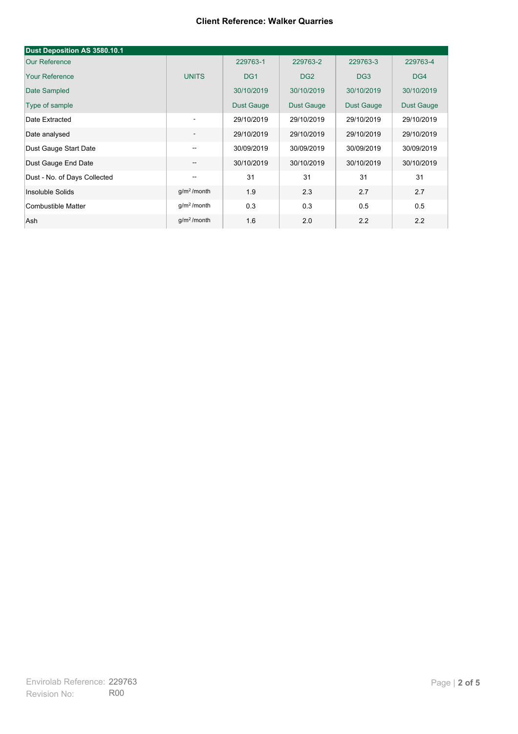**Client Reference: Walker Quarries**

| Dust Deposition AS 3580.10.1 | | | | | |
|---|---|---|---|---|---|
| Our Reference | | 229763-1 | 229763-2 | 229763-3 | 229763-4 |
| Your Reference | UNITS | DG1 | DG2 | DG3 | DG4 |
| Date Sampled | | 30/10/2019 | 30/10/2019 | 30/10/2019 | 30/10/2019 |
| Type of sample | | Dust Gauge | Dust Gauge | Dust Gauge | Dust Gauge |
| Date Extracted | - | 29/10/2019 | 29/10/2019 | 29/10/2019 | 29/10/2019 |
| Date analysed | - | 29/10/2019 | 29/10/2019 | 29/10/2019 | 29/10/2019 |
| Dust Gauge Start Date | -- | 30/09/2019 | 30/09/2019 | 30/09/2019 | 30/09/2019 |
| Dust Gauge End Date | -- | 30/10/2019 | 30/10/2019 | 30/10/2019 | 30/10/2019 |
| Dust - No. of Days Collected | -- | 31 | 31 | 31 | 31 |
| Insoluble Solids | $g/m^2$/month | 1.9 | 2.3 | 2.7 | 2.7 |
| Combustible Matter | $g/m^2$/month | 0.3 | 0.3 | 0.5 | 0.5 |
| Ash | $g/m^2$/month | 1.6 | 2.0 | 2.2 | 2.2 |

Envirolab Reference: 229763
Revision No: R00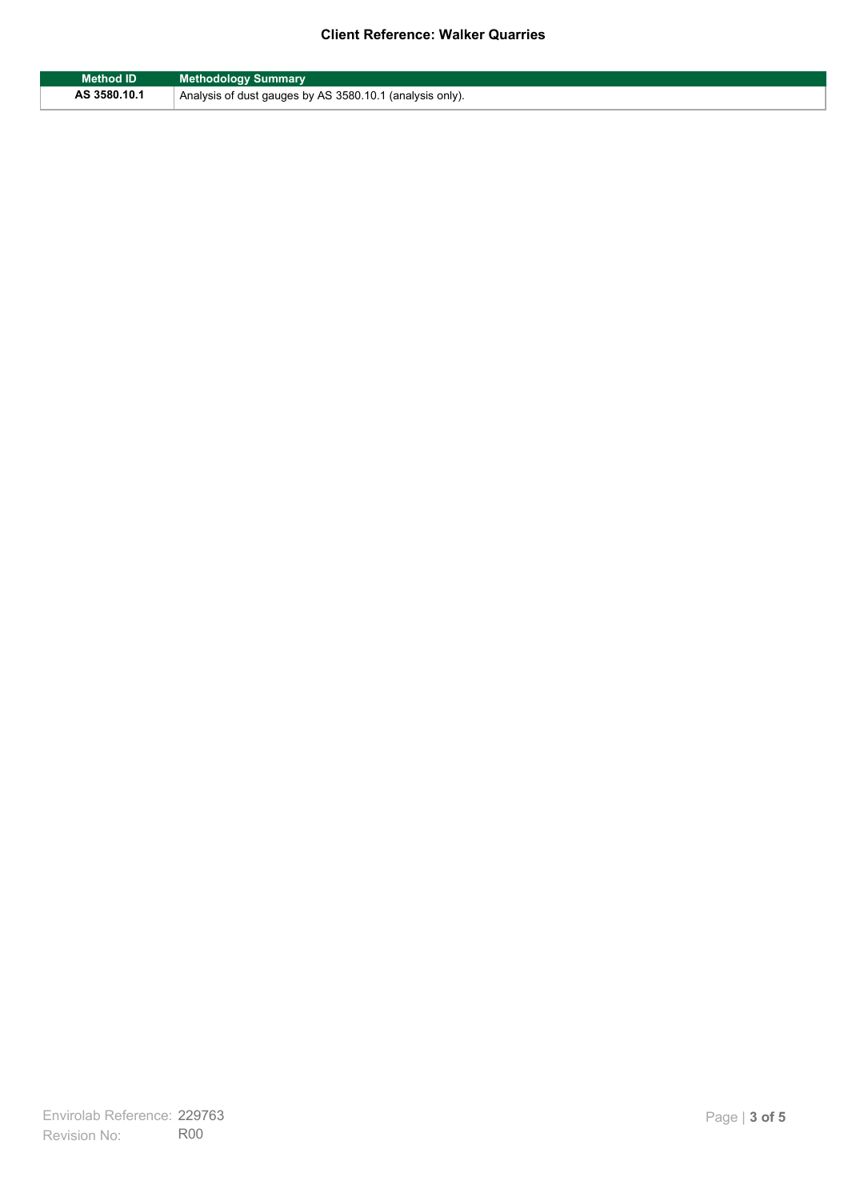| Method ID | Methodology Summary |
| --- | --- |
| AS 3580.10.1 | Analysis of dust gauges by AS 3580.10.1 (analysis only). |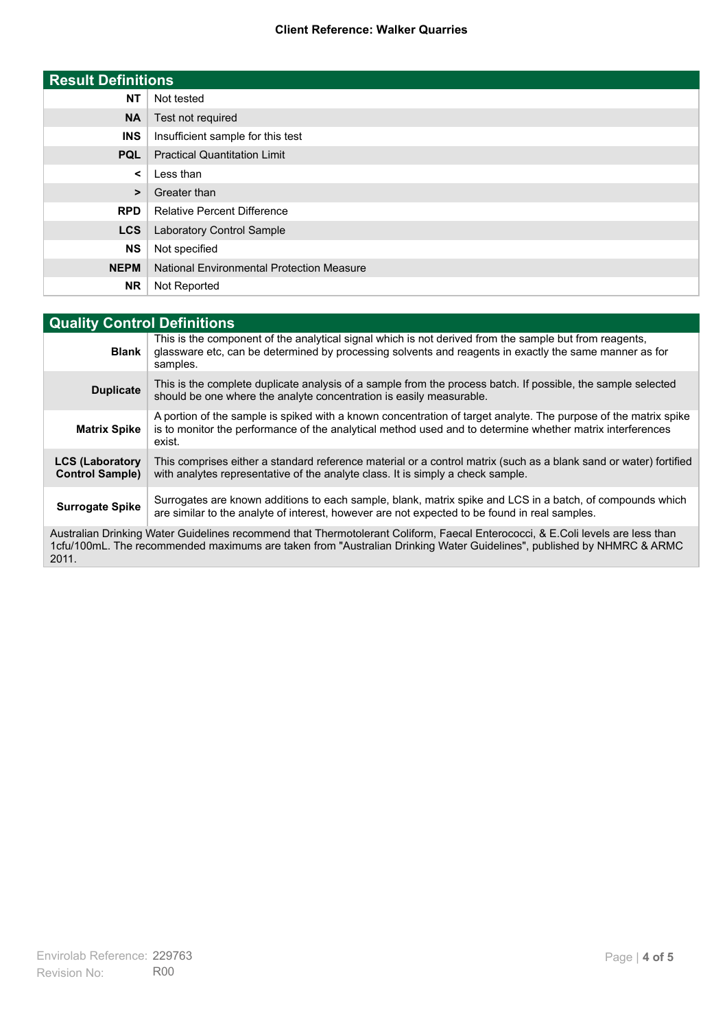**Client Reference: Walker Quarries**

## Result Definitions

| | |
|---|---|
| **NT** | Not tested |
| **NA** | Test not required |
| **INS** | Insufficient sample for this test |
| **PQL** | Practical Quantitation Limit |
| **<** | Less than |
| **>** | Greater than |
| **RPD** | Relative Percent Difference |
| **LCS** | Laboratory Control Sample |
| **NS** | Not specified |
| **NEPM** | National Environmental Protection Measure |
| **NR** | Not Reported |

## Quality Control Definitions

| | |
|---|---|
| **Blank** | This is the component of the analytical signal which is not derived from the sample but from reagents, glassware etc, can be determined by processing solvents and reagents in exactly the same manner as for samples. |
| **Duplicate** | This is the complete duplicate analysis of a sample from the process batch. If possible, the sample selected should be one where the analyte concentration is easily measurable. |
| **Matrix Spike** | A portion of the sample is spiked with a known concentration of target analyte. The purpose of the matrix spike is to monitor the performance of the analytical method used and to determine whether matrix interferences exist. |
| **LCS (Laboratory Control Sample)** | This comprises either a standard reference material or a control matrix (such as a blank sand or water) fortified with analytes representative of the analyte class. It is simply a check sample. |
| **Surrogate Spike** | Surrogates are known additions to each sample, blank, matrix spike and LCS in a batch, of compounds which are similar to the analyte of interest, however are not expected to be found in real samples. |

Australian Drinking Water Guidelines recommend that Thermotolerant Coliform, Faecal Enterococci, & E.Coli levels are less than 1cfu/100mL. The recommended maximums are taken from "Australian Drinking Water Guidelines", published by NHMRC & ARMC 2011.

Envirolab Reference: 229763
Revision No: R00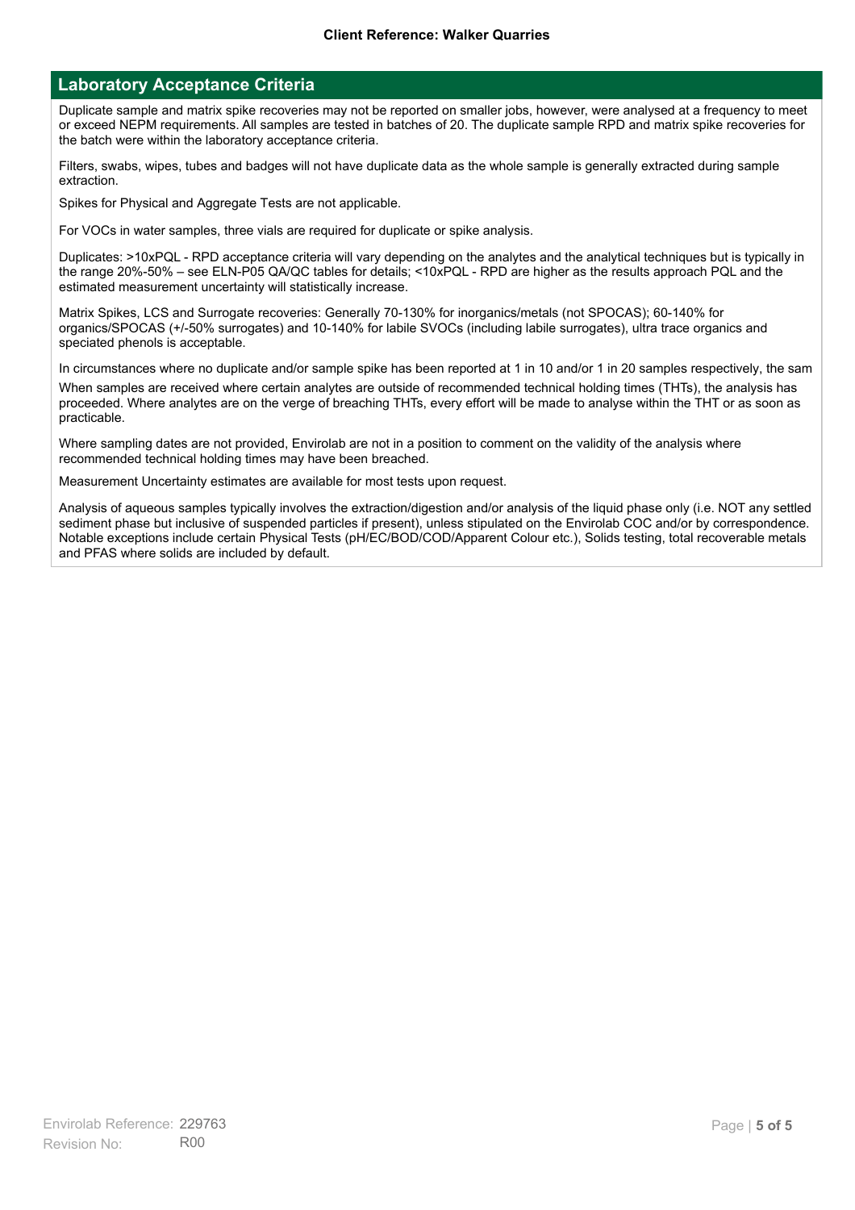## Laboratory Acceptance Criteria

Duplicate sample and matrix spike recoveries may not be reported on smaller jobs, however, were analysed at a frequency to meet or exceed NEPM requirements. All samples are tested in batches of 20. The duplicate sample RPD and matrix spike recoveries for the batch were within the laboratory acceptance criteria.

Filters, swabs, wipes, tubes and badges will not have duplicate data as the whole sample is generally extracted during sample extraction.

Spikes for Physical and Aggregate Tests are not applicable.

For VOCs in water samples, three vials are required for duplicate or spike analysis.

Duplicates: >10xPQL - RPD acceptance criteria will vary depending on the analytes and the analytical techniques but is typically in the range 20%-50% – see ELN-P05 QA/QC tables for details; <10xPQL - RPD are higher as the results approach PQL and the estimated measurement uncertainty will statistically increase.

Matrix Spikes, LCS and Surrogate recoveries: Generally 70-130% for inorganics/metals (not SPOCAS); 60-140% for organics/SPOCAS (+/-50% surrogates) and 10-140% for labile SVOCs (including labile surrogates), ultra trace organics and speciated phenols is acceptable.

In circumstances where no duplicate and/or sample spike has been reported at 1 in 10 and/or 1 in 20 samples respectively, the sam

When samples are received where certain analytes are outside of recommended technical holding times (THTs), the analysis has proceeded. Where analytes are on the verge of breaching THTs, every effort will be made to analyse within the THT or as soon as practicable.

Where sampling dates are not provided, Envirolab are not in a position to comment on the validity of the analysis where recommended technical holding times may have been breached.

Measurement Uncertainty estimates are available for most tests upon request.

Analysis of aqueous samples typically involves the extraction/digestion and/or analysis of the liquid phase only (i.e. NOT any settled sediment phase but inclusive of suspended particles if present), unless stipulated on the Envirolab COC and/or by correspondence. Notable exceptions include certain Physical Tests (pH/EC/BOD/COD/Apparent Colour etc.), Solids testing, total recoverable metals and PFAS where solids are included by default.